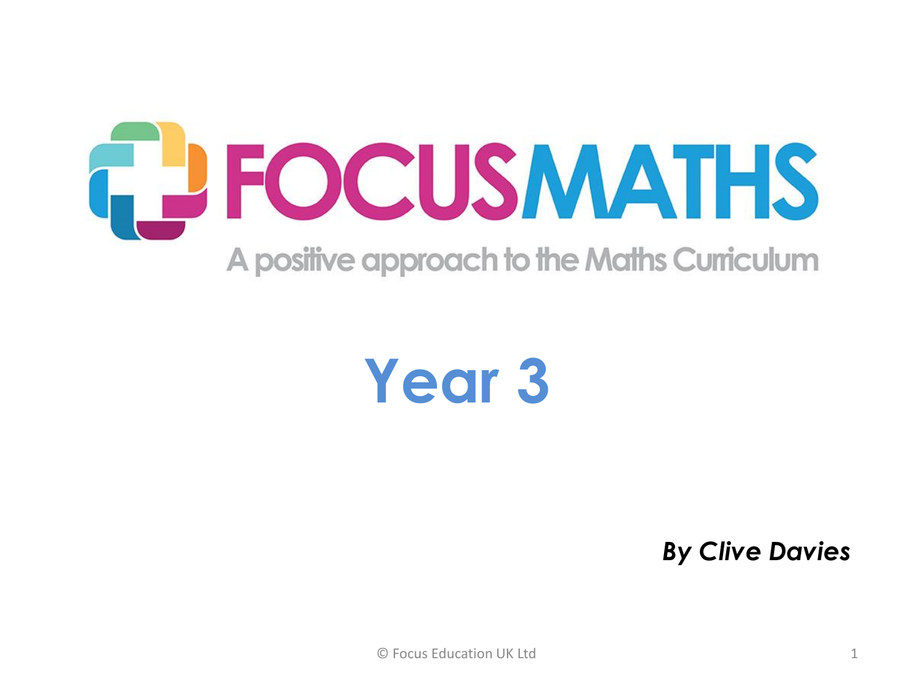# FOCUSMATHS

A positive approach to the Maths Curriculum

## Year 3

***By Clive Davies***

© Focus Education UK Ltd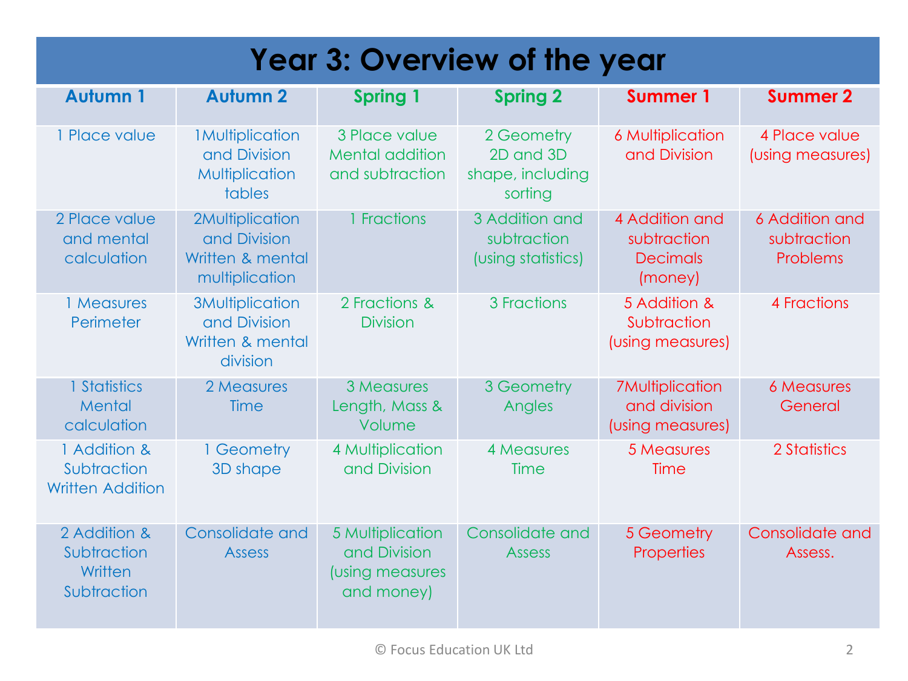# Year 3: Overview of the year

| Autumn 1 | Autumn 2 | Spring 1 | Spring 2 | Summer 1 | Summer 2 |
|---|---|---|---|---|---|
| 1 Place value | 1Multiplication and Division Multiplication tables | 3 Place value Mental addition and subtraction | 2 Geometry 2D and 3D shape, including sorting | 6 Multiplication and Division | 4 Place value (using measures) |
| 2 Place value and mental calculation | 2Multiplication and Division Written & mental multiplication | 1 Fractions | 3 Addition and subtraction (using statistics) | 4 Addition and subtraction Decimals (money) | 6 Addition and subtraction Problems |
| 1 Measures Perimeter | 3Multiplication and Division Written & mental division | 2 Fractions & Division | 3 Fractions | 5 Addition & Subtraction (using measures) | 4 Fractions |
| 1 Statistics Mental calculation | 2 Measures Time | 3 Measures Length, Mass & Volume | 3 Geometry Angles | 7Multiplication and division (using measures) | 6 Measures General |
| 1 Addition & Subtraction Written Addition | 1 Geometry 3D shape | 4 Multiplication and Division | 4 Measures Time | 5 Measures Time | 2 Statistics |
| 2 Addition & Subtraction Written Subtraction | Consolidate and Assess | 5 Multiplication and Division (using measures and money) | Consolidate and Assess | 5 Geometry Properties | Consolidate and Assess. |

© Focus Education UK Ltd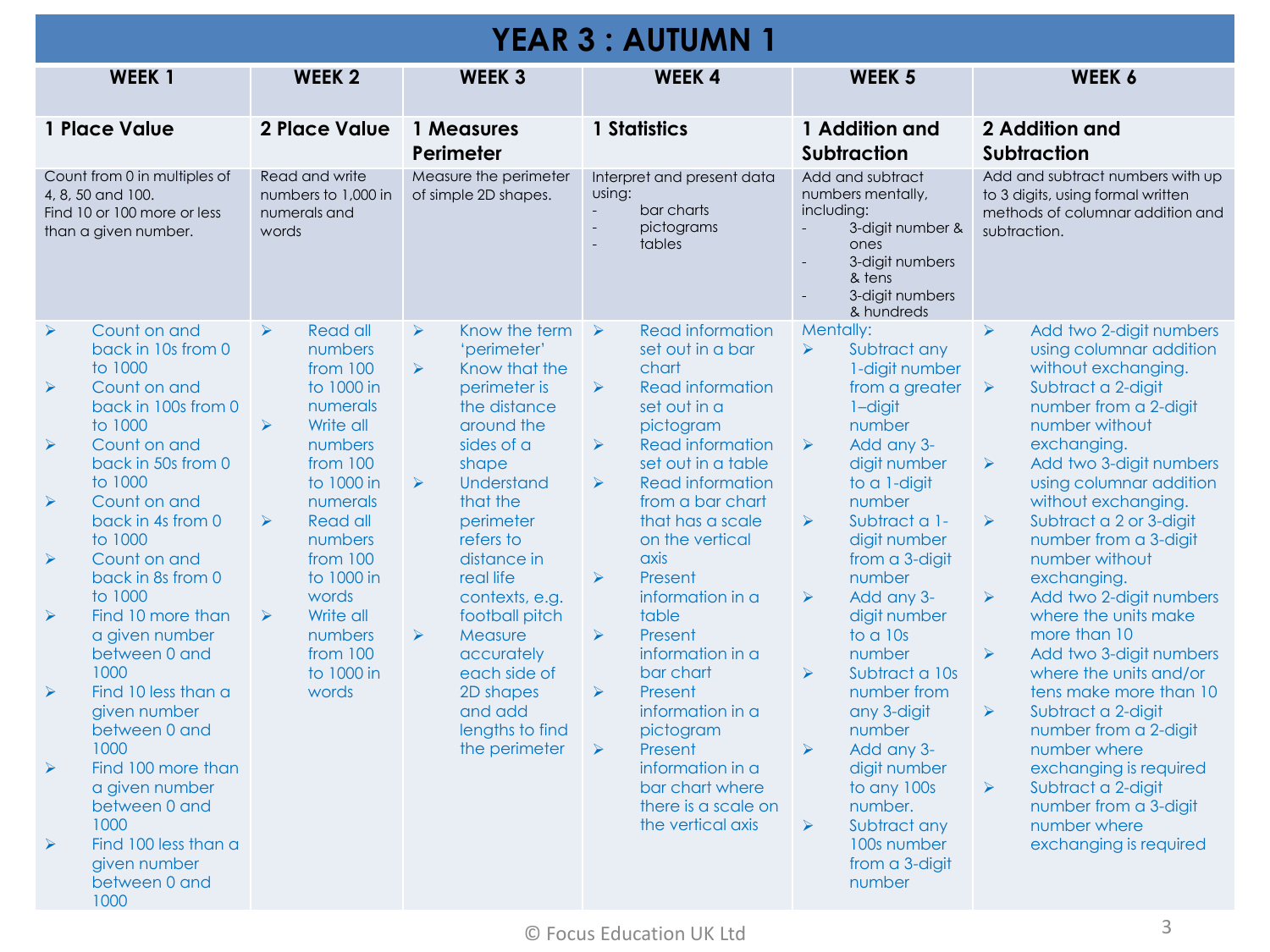# YEAR 3 : AUTUMN 1

| WEEK 1 | WEEK 2 | WEEK 3 | WEEK 4 | WEEK 5 | WEEK 6 |
|---|---|---|---|---|---|
| **1 Place Value** | **2 Place Value** | **1 Measures Perimeter** | **1 Statistics** | **1 Addition and Subtraction** | **2 Addition and Subtraction** |
| Count from 0 in multiples of 4, 8, 50 and 100.<br>Find 10 or 100 more or less than a given number. | Read and write numbers to 1,000 in numerals and words | Measure the perimeter of simple 2D shapes. | Interpret and present data using:<br>- bar charts<br>- pictograms<br>- tables | Add and subtract numbers mentally, including:<br>- 3-digit number & ones<br>- 3-digit numbers & tens<br>- 3-digit numbers & hundreds | Add and subtract numbers with up to 3 digits, using formal written methods of columnar addition and subtraction. |
| ➢ Count on and back in 10s from 0 to 1000<br>➢ Count on and back in 100s from 0 to 1000<br>➢ Count on and back in 50s from 0 to 1000<br>➢ Count on and back in 4s from 0 to 1000<br>➢ Count on and back in 8s from 0 to 1000<br>➢ Find 10 more than a given number between 0 and 1000<br>➢ Find 10 less than a given number between 0 and 1000<br>➢ Find 100 more than a given number between 0 and 1000<br>➢ Find 100 less than a given number between 0 and 1000 | ➢ Read all numbers from 100 to 1000 in numerals<br>➢ Write all numbers from 100 to 1000 in numerals<br>➢ Read all numbers from 100 to 1000 in words<br>➢ Write all numbers from 100 to 1000 in words | ➢ Know the term 'perimeter'<br>➢ Know that the perimeter is the distance around the sides of a shape<br>➢ Understand that the perimeter refers to distance in real life contexts, e.g. football pitch<br>➢ Measure accurately each side of 2D shapes and add lengths to find the perimeter | ➢ Read information set out in a bar chart<br>➢ Read information set out in a pictogram<br>➢ Read information set out in a table<br>➢ Read information from a bar chart that has a scale on the vertical axis<br>➢ Present information in a table<br>➢ Present information in a bar chart<br>➢ Present information in a pictogram<br>➢ Present information in a bar chart where there is a scale on the vertical axis | Mentally:<br>➢ Subtract any 1-digit number from a greater 1–digit number<br>➢ Add any 3-digit number to a 1-digit number<br>➢ Subtract a 1-digit number from a 3-digit number<br>➢ Add any 3-digit number to a 10s number<br>➢ Subtract a 10s number from any 3-digit number<br>➢ Add any 3-digit number to any 100s number.<br>➢ Subtract any 100s number from a 3-digit number | ➢ Add two 2-digit numbers using columnar addition without exchanging.<br>➢ Subtract a 2-digit number from a 2-digit number without exchanging.<br>➢ Add two 3-digit numbers using columnar addition without exchanging.<br>➢ Subtract a 2 or 3-digit number from a 3-digit number without exchanging.<br>➢ Add two 2-digit numbers where the units make more than 10<br>➢ Add two 3-digit numbers where the units and/or tens make more than 10<br>➢ Subtract a 2-digit number from a 2-digit number where exchanging is required<br>➢ Subtract a 2-digit number from a 3-digit number where exchanging is required |

© Focus Education UK Ltd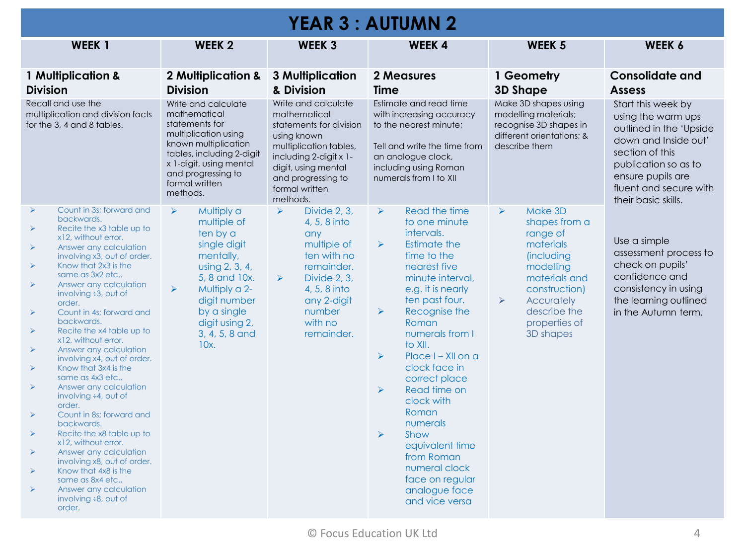# YEAR 3 : AUTUMN 2

| WEEK 1 | WEEK 2 | WEEK 3 | WEEK 4 | WEEK 5 | WEEK 6 |
|---|---|---|---|---|---|
| **1 Multiplication & Division** | **2 Multiplication & Division** | **3 Multiplication & Division** | **2 Measures Time** | **1 Geometry 3D Shape** | **Consolidate and Assess** |
| Recall and use the multiplication and division facts for the 3, 4 and 8 tables. | Write and calculate mathematical statements for multiplication using known multiplication tables, including 2-digit x 1-digit, using mental and progressing to formal written methods. | Write and calculate mathematical statements for division using known multiplication tables, including 2-digit x 1-digit, using mental and progressing to formal written methods. | Estimate and read time with increasing accuracy to the nearest minute;<br><br>Tell and write the time from an analogue clock, including using Roman numerals from I to XII | Make 3D shapes using modelling materials; recognise 3D shapes in different orientations; & describe them | Start this week by using the warm ups outlined in the 'Upside down and Inside out' section of this publication so as to ensure pupils are fluent and secure with their basic skills.<br><br>Use a simple assessment process to check on pupils' confidence and consistency in using the learning outlined in the Autumn term. |
| ➢ Count in 3s; forward and backwards.<br>➢ Recite the x3 table up to x12, without error.<br>➢ Answer any calculation involving x3, out of order.<br>➢ Know that 2x3 is the same as 3x2 etc..<br>➢ Answer any calculation involving ÷3, out of order.<br>➢ Count in 4s; forward and backwards.<br>➢ Recite the x4 table up to x12, without error.<br>➢ Answer any calculation involving x4, out of order.<br>➢ Know that 3x4 is the same as 4x3 etc..<br>➢ Answer any calculation involving ÷4, out of order.<br>➢ Count in 8s; forward and backwards.<br>➢ Recite the x8 table up to x12, without error.<br>➢ Answer any calculation involving x8, out of order.<br>➢ Know that 4x8 is the same as 8x4 etc..<br>➢ Answer any calculation involving ÷8, out of order. | ➢ Multiply a multiple of ten by a single digit mentally, using 2, 3, 4, 5, 8 and 10x.<br>➢ Multiply a 2-digit number by a single digit using 2, 3, 4, 5, 8 and 10x. | ➢ Divide 2, 3, 4, 5, 8 into any multiple of ten with no remainder.<br>➢ Divide 2, 3, 4, 5, 8 into any 2-digit number with no remainder. | ➢ Read the time to one minute intervals.<br>➢ Estimate the time to the nearest five minute interval, e.g. it is nearly ten past four.<br>➢ Recognise the Roman numerals from I to XII.<br>➢ Place I – XII on a clock face in correct place<br>➢ Read time on clock with Roman numerals<br>➢ Show equivalent time from Roman numeral clock face on regular analogue face and vice versa | ➢ Make 3D shapes from a range of materials (including modelling materials and construction)<br>➢ Accurately describe the properties of 3D shapes | |

© Focus Education UK Ltd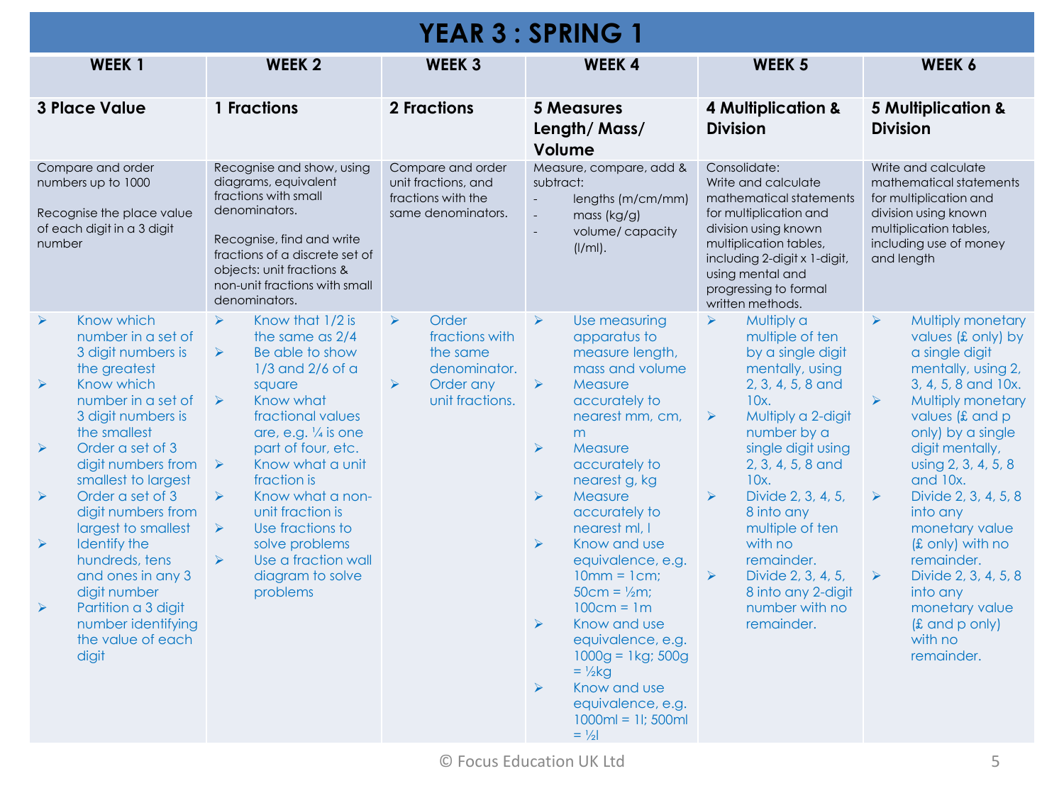# YEAR 3 : SPRING 1

| WEEK 1 | WEEK 2 | WEEK 3 | WEEK 4 | WEEK 5 | WEEK 6 |
|---|---|---|---|---|---|
| **3 Place Value** | **1 Fractions** | **2 Fractions** | **5 Measures Length/ Mass/ Volume** | **4 Multiplication & Division** | **5 Multiplication & Division** |
| Compare and order numbers up to 1000<br><br>Recognise the place value of each digit in a 3 digit number | Recognise and show, using diagrams, equivalent fractions with small denominators.<br><br>Recognise, find and write fractions of a discrete set of objects: unit fractions & non-unit fractions with small denominators. | Compare and order unit fractions, and fractions with the same denominators. | Measure, compare, add & subtract:<br>- lengths (m/cm/mm)<br>- mass (kg/g)<br>- volume/ capacity (l/ml). | Consolidate:<br>Write and calculate mathematical statements for multiplication and division using known multiplication tables, including 2-digit x 1-digit, using mental and progressing to formal written methods. | Write and calculate mathematical statements for multiplication and division using known multiplication tables, including use of money and length |
| ➢ Know which number in a set of 3 digit numbers is the greatest<br>➢ Know which number in a set of 3 digit numbers is the smallest<br>➢ Order a set of 3 digit numbers from smallest to largest<br>➢ Order a set of 3 digit numbers from largest to smallest<br>➢ Identify the hundreds, tens and ones in any 3 digit number<br>➢ Partition a 3 digit number identifying the value of each digit | ➢ Know that 1/2 is the same as 2/4<br>➢ Be able to show 1/3 and 2/6 of a square<br>➢ Know what fractional values are, e.g. ¼ is one part of four, etc.<br>➢ Know what a unit fraction is<br>➢ Know what a non-unit fraction is<br>➢ Use fractions to solve problems<br>➢ Use a fraction wall diagram to solve problems | ➢ Order fractions with the same denominator.<br>➢ Order any unit fractions. | ➢ Use measuring apparatus to measure length, mass and volume<br>➢ Measure accurately to nearest mm, cm, m<br>➢ Measure accurately to nearest g, kg<br>➢ Measure accurately to nearest ml, l<br>➢ Know and use equivalence, e.g. 10mm = 1cm; 50cm = ½m; 100cm = 1m<br>➢ Know and use equivalence, e.g. 1000g = 1kg; 500g = ½kg<br>➢ Know and use equivalence, e.g. 1000ml = 1l; 500ml = ½l | ➢ Multiply a multiple of ten by a single digit mentally, using 2, 3, 4, 5, 8 and 10x.<br>➢ Multiply a 2-digit number by a single digit using 2, 3, 4, 5, 8 and 10x.<br>➢ Divide 2, 3, 4, 5, 8 into any multiple of ten with no remainder.<br>➢ Divide 2, 3, 4, 5, 8 into any 2-digit number with no remainder. | ➢ Multiply monetary values (£ only) by a single digit mentally, using 2, 3, 4, 5, 8 and 10x.<br>➢ Multiply monetary values (£ and p only) by a single digit mentally, using 2, 3, 4, 5, 8 and 10x.<br>➢ Divide 2, 3, 4, 5, 8 into any monetary value (£ only) with no remainder.<br>➢ Divide 2, 3, 4, 5, 8 into any monetary value (£ and p only) with no remainder. |

© Focus Education UK Ltd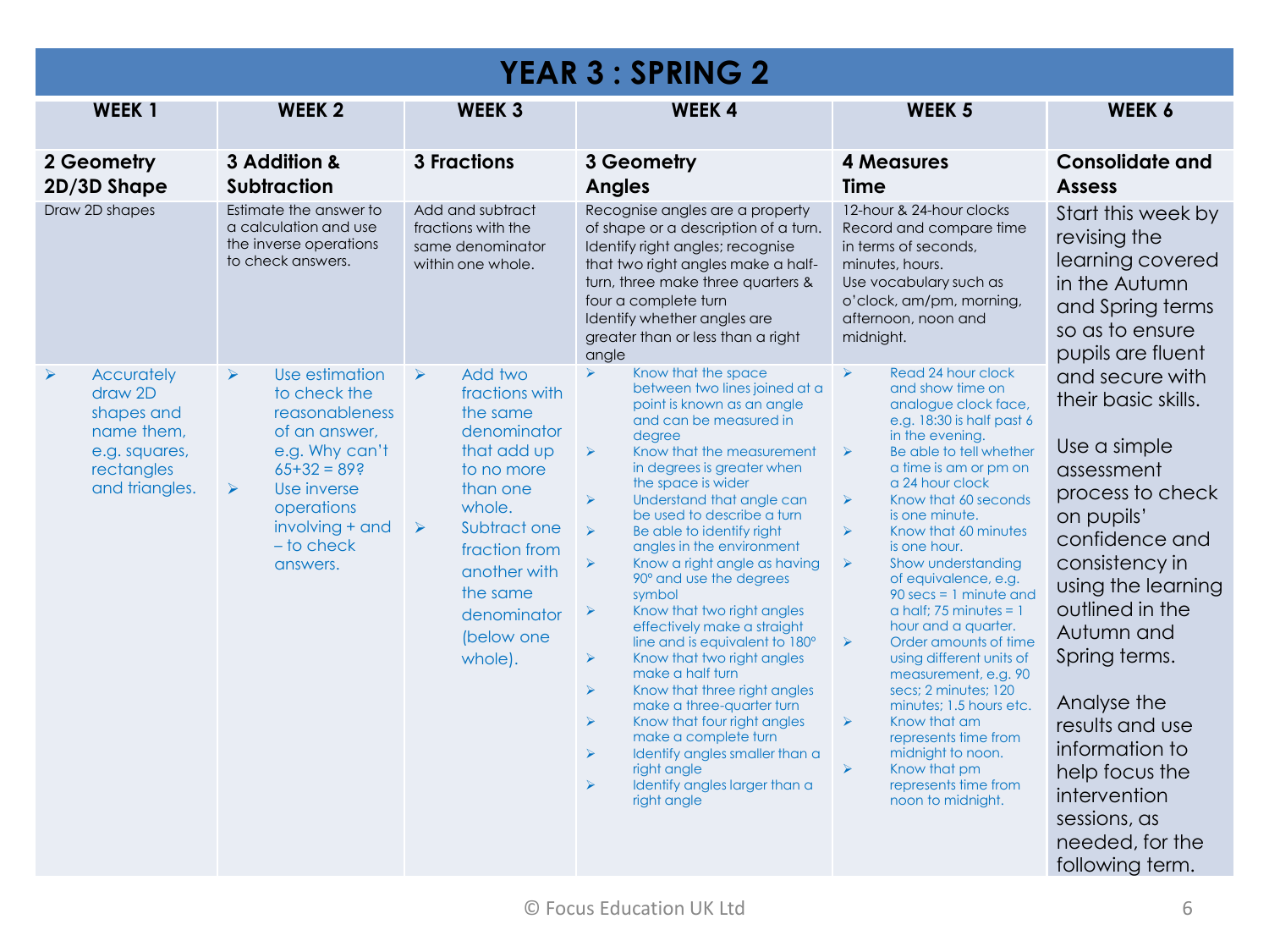# YEAR 3 : SPRING 2

| WEEK 1 | WEEK 2 | WEEK 3 | WEEK 4 | WEEK 5 | WEEK 6 |
|---|---|---|---|---|---|
| **2 Geometry 2D/3D Shape** | **3 Addition & Subtraction** | **3 Fractions** | **3 Geometry Angles** | **4 Measures Time** | **Consolidate and Assess** |
| Draw 2D shapes | Estimate the answer to a calculation and use the inverse operations to check answers. | Add and subtract fractions with the same denominator within one whole. | Recognise angles are a property of shape or a description of a turn. Identify right angles; recognise that two right angles make a half-turn, three make three quarters & four a complete turn Identify whether angles are greater than or less than a right angle | 12-hour & 24-hour clocks Record and compare time in terms of seconds, minutes, hours. Use vocabulary such as o'clock, am/pm, morning, afternoon, noon and midnight. | Start this week by revising the learning covered in the Autumn and Spring terms so as to ensure pupils are fluent and secure with their basic skills.<br><br>Use a simple assessment process to check on pupils' confidence and consistency in using the learning outlined in the Autumn and Spring terms.<br><br>Analyse the results and use information to help focus the intervention sessions, as needed, for the following term. |
| ➢ Accurately draw 2D shapes and name them, e.g. squares, rectangles and triangles. | ➢ Use estimation to check the reasonableness of an answer, e.g. Why can't 65+32 = 89?<br>➢ Use inverse operations involving + and – to check answers. | ➢ Add two fractions with the same denominator that add up to no more than one whole.<br>➢ Subtract one fraction from another with the same denominator (below one whole). | ➢ Know that the space between two lines joined at a point is known as an angle and can be measured in degree<br>➢ Know that the measurement in degrees is greater when the space is wider<br>➢ Understand that angle can be used to describe a turn<br>➢ Be able to identify right angles in the environment<br>➢ Know a right angle as having 90° and use the degrees symbol<br>➢ Know that two right angles effectively make a straight line and is equivalent to 180°<br>➢ Know that two right angles make a half turn<br>➢ Know that three right angles make a three-quarter turn<br>➢ Know that four right angles make a complete turn<br>➢ Identify angles smaller than a right angle<br>➢ Identify angles larger than a right angle | ➢ Read 24 hour clock and show time on analogue clock face, e.g. 18:30 is half past 6 in the evening.<br>➢ Be able to tell whether a time is am or pm on a 24 hour clock<br>➢ Know that 60 seconds is one minute.<br>➢ Know that 60 minutes is one hour.<br>➢ Show understanding of equivalence, e.g. 90 secs = 1 minute and a half; 75 minutes = 1 hour and a quarter.<br>➢ Order amounts of time using different units of measurement, e.g. 90 secs; 2 minutes; 120 minutes; 1.5 hours etc.<br>➢ Know that am represents time from midnight to noon.<br>➢ Know that pm represents time from noon to midnight. | |

© Focus Education UK Ltd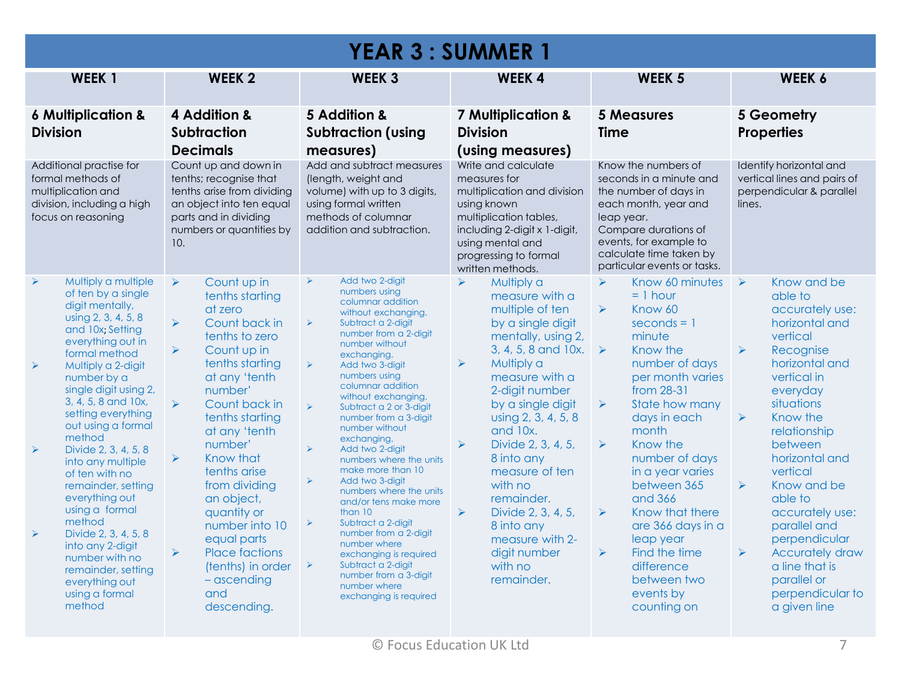# YEAR 3 : SUMMER 1

| WEEK 1 | WEEK 2 | WEEK 3 | WEEK 4 | WEEK 5 | WEEK 6 |
|---|---|---|---|---|---|
| **6 Multiplication & Division** | **4 Addition & Subtraction Decimals** | **5 Addition & Subtraction (using measures)** | **7 Multiplication & Division (using measures)** | **5 Measures Time** | **5 Geometry Properties** |
| Additional practise for formal methods of multiplication and division, including a high focus on reasoning | Count up and down in tenths; recognise that tenths arise from dividing an object into ten equal parts and in dividing numbers or quantities by 10. | Add and subtract measures (length, weight and volume) with up to 3 digits, using formal written methods of columnar addition and subtraction. | Write and calculate measures for multiplication and division using known multiplication tables, including 2-digit x 1-digit, using mental and progressing to formal written methods. | Know the numbers of seconds in a minute and the number of days in each month, year and leap year.<br>Compare durations of events, for example to calculate time taken by particular events or tasks. | Identify horizontal and vertical lines and pairs of perpendicular & parallel lines. |
| ➢ Multiply a multiple of ten by a single digit mentally, using 2, 3, 4, 5, 8 and 10x; Setting everything out in formal method<br>➢ Multiply a 2-digit number by a single digit using 2, 3, 4, 5, 8 and 10x, setting everything out using a formal method<br>➢ Divide 2, 3, 4, 5, 8 into any multiple of ten with no remainder, setting everything out using a formal method<br>➢ Divide 2, 3, 4, 5, 8 into any 2-digit number with no remainder, setting everything out using a formal method | ➢ Count up in tenths starting at zero<br>➢ Count back in tenths to zero<br>➢ Count up in tenths starting at any 'tenth number'<br>➢ Count back in tenths starting at any 'tenth number'<br>➢ Know that tenths arise from dividing an object, quantity or number into 10 equal parts<br>➢ Place factions (tenths) in order – ascending and descending. | ➢ Add two 2-digit numbers using columnar addition without exchanging.<br>➢ Subtract a 2-digit number from a 2-digit number without exchanging.<br>➢ Add two 3-digit numbers using columnar addition without exchanging.<br>➢ Subtract a 2 or 3-digit number from a 3-digit number without exchanging.<br>➢ Add two 2-digit numbers where the units make more than 10<br>➢ Add two 3-digit numbers where the units and/or tens make more than 10<br>➢ Subtract a 2-digit number from a 2-digit number where exchanging is required<br>➢ Subtract a 2-digit number from a 3-digit number where exchanging is required | ➢ Multiply a measure with a multiple of ten by a single digit mentally, using 2, 3, 4, 5, 8 and 10x.<br>➢ Multiply a measure with a 2-digit number by a single digit using 2, 3, 4, 5, 8 and 10x.<br>➢ Divide 2, 3, 4, 5, 8 into any measure of ten with no remainder.<br>➢ Divide 2, 3, 4, 5, 8 into any measure with 2-digit number with no remainder. | ➢ Know 60 minutes = 1 hour<br>➢ Know 60 seconds = 1 minute<br>➢ Know the number of days per month varies from 28-31<br>➢ State how many days in each month<br>➢ Know the number of days in a year varies between 365 and 366<br>➢ Know that there are 366 days in a leap year<br>➢ Find the time difference between two events by counting on | ➢ Know and be able to accurately use: horizontal and vertical<br>➢ Recognise horizontal and vertical in everyday situations<br>➢ Know the relationship between horizontal and vertical<br>➢ Know and be able to accurately use: parallel and perpendicular<br>➢ Accurately draw a line that is parallel or perpendicular to a given line |

© Focus Education UK Ltd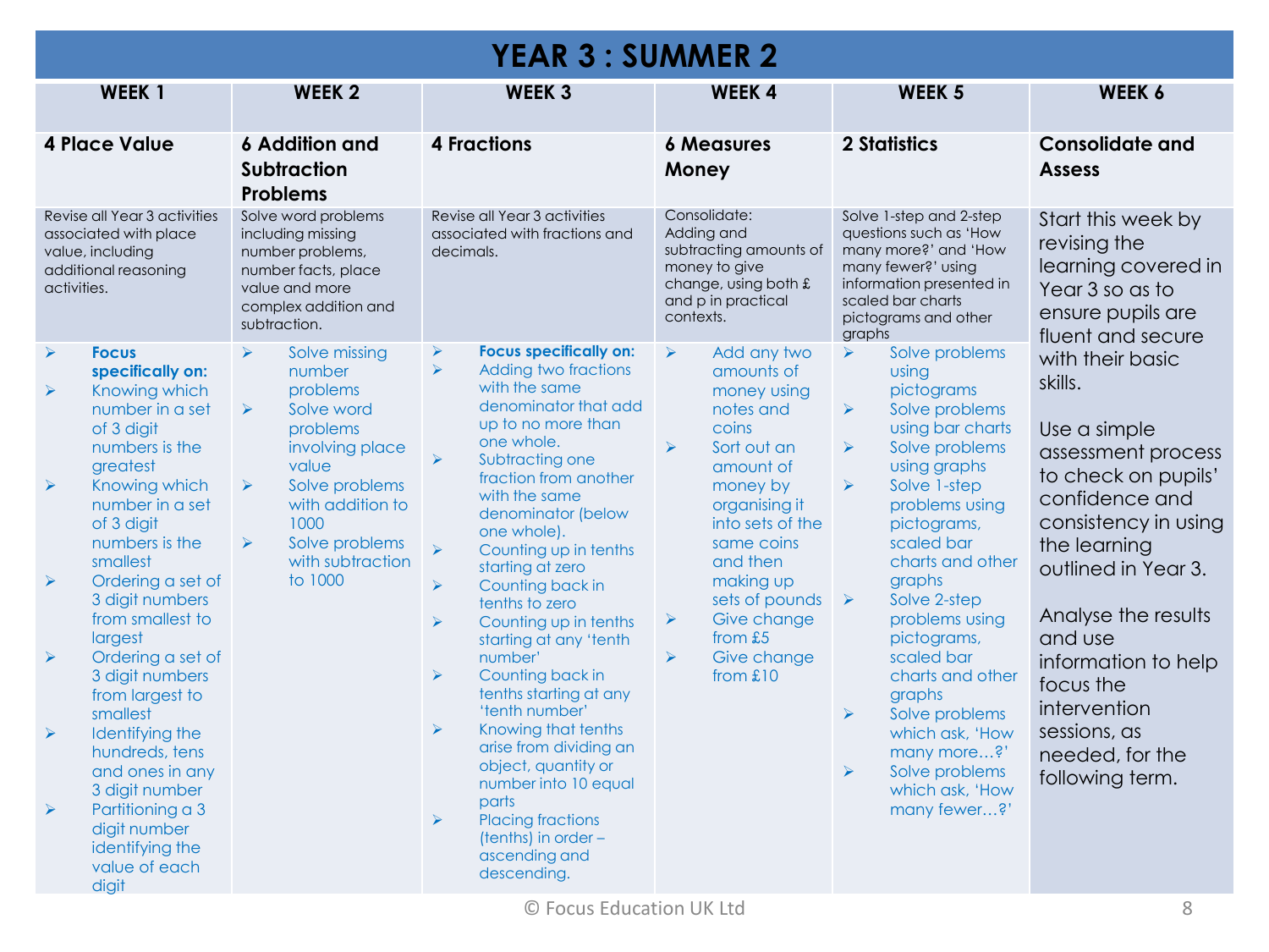# YEAR 3 : SUMMER 2

| WEEK 1 | WEEK 2 | WEEK 3 | WEEK 4 | WEEK 5 | WEEK 6 |
|---|---|---|---|---|---|
| **4 Place Value** | **6 Addition and Subtraction Problems** | **4 Fractions** | **6 Measures Money** | **2 Statistics** | **Consolidate and Assess** |
| Revise all Year 3 activities associated with place value, including additional reasoning activities. | Solve word problems including missing number problems, number facts, place value and more complex addition and subtraction. | Revise all Year 3 activities associated with fractions and decimals. | Consolidate: Adding and subtracting amounts of money to give change, using both £ and p in practical contexts. | Solve 1-step and 2-step questions such as 'How many more?' and 'How many fewer?' using information presented in scaled bar charts pictograms and other graphs | Start this week by revising the learning covered in Year 3 so as to ensure pupils are fluent and secure with their basic skills.<br><br>Use a simple assessment process to check on pupils' confidence and consistency in using the learning outlined in Year 3.<br><br>Analyse the results and use information to help focus the intervention sessions, as needed, for the following term. |
| ➢ **Focus specifically on:**<br>➢ Knowing which number in a set of 3 digit numbers is the greatest<br>➢ Knowing which number in a set of 3 digit numbers is the smallest<br>➢ Ordering a set of 3 digit numbers from smallest to largest<br>➢ Ordering a set of 3 digit numbers from largest to smallest<br>➢ Identifying the hundreds, tens and ones in any 3 digit number<br>➢ Partitioning a 3 digit number identifying the value of each digit | ➢ Solve missing number problems<br>➢ Solve word problems involving place value<br>➢ Solve problems with addition to 1000<br>➢ Solve problems with subtraction to 1000 | ➢ **Focus specifically on:**<br>➢ Adding two fractions with the same denominator that add up to no more than one whole.<br>➢ Subtracting one fraction from another with the same denominator (below one whole).<br>➢ Counting up in tenths starting at zero<br>➢ Counting back in tenths to zero<br>➢ Counting up in tenths starting at any 'tenth number'<br>➢ Counting back in tenths starting at any 'tenth number'<br>➢ Knowing that tenths arise from dividing an object, quantity or number into 10 equal parts<br>➢ Placing fractions (tenths) in order – ascending and descending. | ➢ Add any two amounts of money using notes and coins<br>➢ Sort out an amount of money by organising it into sets of the same coins and then making up sets of pounds<br>➢ Give change from £5<br>➢ Give change from £10 | ➢ Solve problems using pictograms<br>➢ Solve problems using bar charts<br>➢ Solve problems using graphs<br>➢ Solve 1-step problems using pictograms, scaled bar charts and other graphs<br>➢ Solve 2-step problems using pictograms, scaled bar charts and other graphs<br>➢ Solve problems which ask, 'How many more…?'<br>➢ Solve problems which ask, 'How many fewer…?' | |

© Focus Education UK Ltd